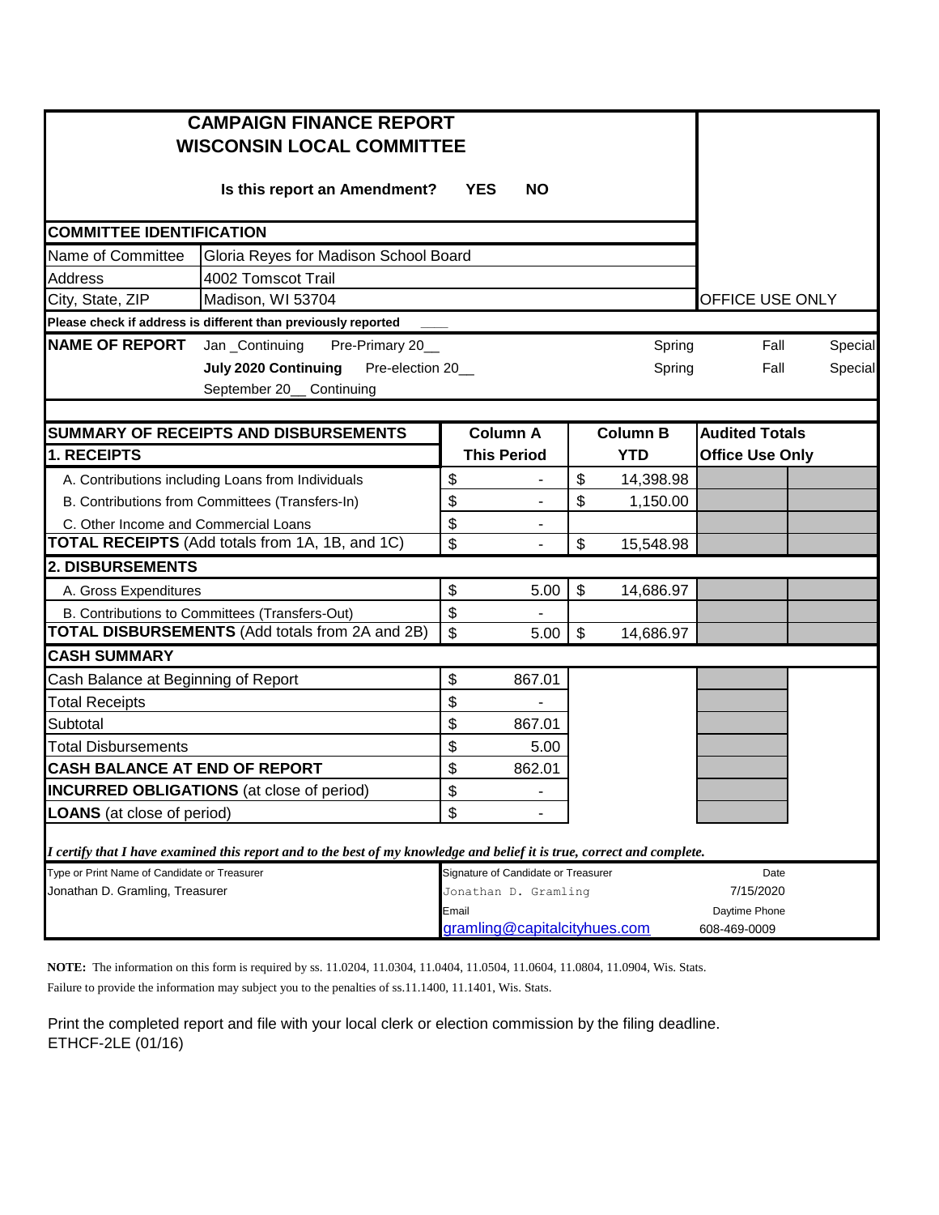# CAMPAIGN FINANCE REPORT
# WISCONSIN LOCAL COMMITTEE

**Is this report an Amendment? YES NO**

OFFICE USE ONLY

## COMMITTEE IDENTIFICATION

| | |
|---|---|
| Name of Committee | Gloria Reyes for Madison School Board |
| Address | 4002 Tomscot Trail |
| City, State, ZIP | Madison, WI 53704 |

**Please check if address is different than previously reported** ____

**NAME OF REPORT** Jan _Continuing Pre-Primary 20__ Spring Fall Special

**July 2020 Continuing** Pre-election 20__ Spring Fall Special

September 20__ Continuing

| SUMMARY OF RECEIPTS AND DISBURSEMENTS | Column A This Period | Column B YTD | Audited Totals Office Use Only | |
|---|---|---|---|---|
| **1. RECEIPTS** | | | | |
| A. Contributions including Loans from Individuals | $ - | $ 14,398.98 | | |
| B. Contributions from Committees (Transfers-In) | $ - | $ 1,150.00 | | |
| C. Other Income and Commercial Loans | $ - | | | |
| **TOTAL RECEIPTS** (Add totals from 1A, 1B, and 1C) | $ - | $ 15,548.98 | | |
| **2. DISBURSEMENTS** | | | | |
| A. Gross Expenditures | $ 5.00 | $ 14,686.97 | | |
| B. Contributions to Committees (Transfers-Out) | $ - | | | |
| **TOTAL DISBURSEMENTS** (Add totals from 2A and 2B) | $ 5.00 | $ 14,686.97 | | |
| **CASH SUMMARY** | | | | |
| Cash Balance at Beginning of Report | $ 867.01 | | | |
| Total Receipts | $ - | | | |
| Subtotal | $ 867.01 | | | |
| Total Disbursements | $ 5.00 | | | |
| **CASH BALANCE AT END OF REPORT** | $ 862.01 | | | |
| **INCURRED OBLIGATIONS** (at close of period) | $ - | | | |
| **LOANS** (at close of period) | $ - | | | |

*I certify that I have examined this report and to the best of my knowledge and belief it is true, correct and complete.*

| Type or Print Name of Candidate or Treasurer | Signature of Candidate or Treasurer | Date |
|---|---|---|
| Jonathan D. Gramling, Treasurer | Jonathan D. Gramling | 7/15/2020 |
| | Email | Daytime Phone |
| | gramling@capitalcityhues.com | 608-469-0009 |

**NOTE:** The information on this form is required by ss. 11.0204, 11.0304, 11.0404, 11.0504, 11.0604, 11.0804, 11.0904, Wis. Stats. Failure to provide the information may subject you to the penalties of ss.11.1400, 11.1401, Wis. Stats.

Print the completed report and file with your local clerk or election commission by the filing deadline.
ETHCF-2LE (01/16)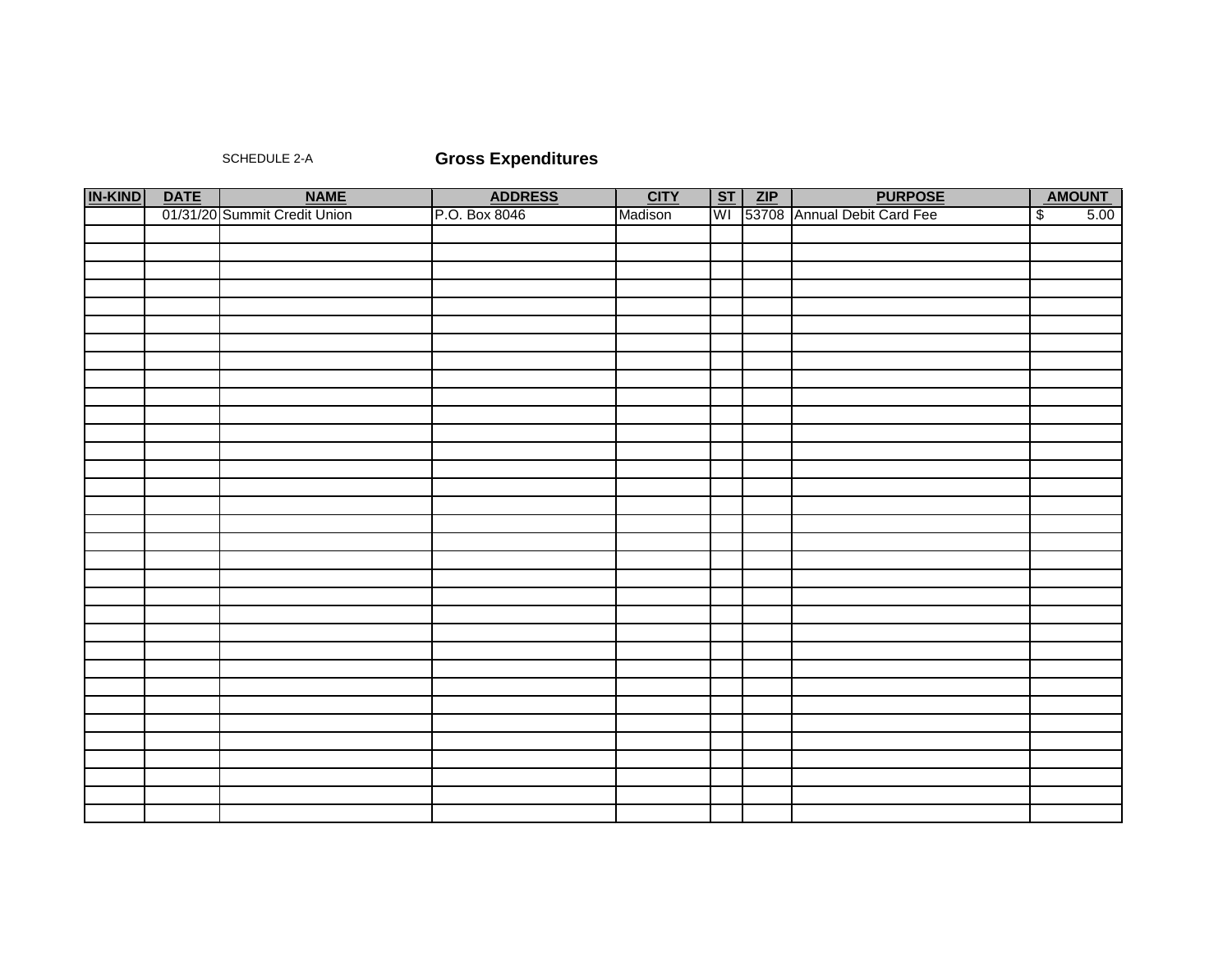SCHEDULE 2-A

## Gross Expenditures

| IN-KIND | DATE | NAME | ADDRESS | CITY | ST | ZIP | PURPOSE | AMOUNT |
|---|---|---|---|---|---|---|---|---|
| | 01/31/20 | Summit Credit Union | P.O. Box 8046 | Madison | WI | 53708 | Annual Debit Card Fee | $ 5.00 |
| | | | | | | | | |
| | | | | | | | | |
| | | | | | | | | |
| | | | | | | | | |
| | | | | | | | | |
| | | | | | | | | |
| | | | | | | | | |
| | | | | | | | | |
| | | | | | | | | |
| | | | | | | | | |
| | | | | | | | | |
| | | | | | | | | |
| | | | | | | | | |
| | | | | | | | | |
| | | | | | | | | |
| | | | | | | | | |
| | | | | | | | | |
| | | | | | | | | |
| | | | | | | | | |
| | | | | | | | | |
| | | | | | | | | |
| | | | | | | | | |
| | | | | | | | | |
| | | | | | | | | |
| | | | | | | | | |
| | | | | | | | | |
| | | | | | | | | |
| | | | | | | | | |
| | | | | | | | | |
| | | | | | | | | |
| | | | | | | | | |
| | | | | | | | | |
| | | | | | | | | |